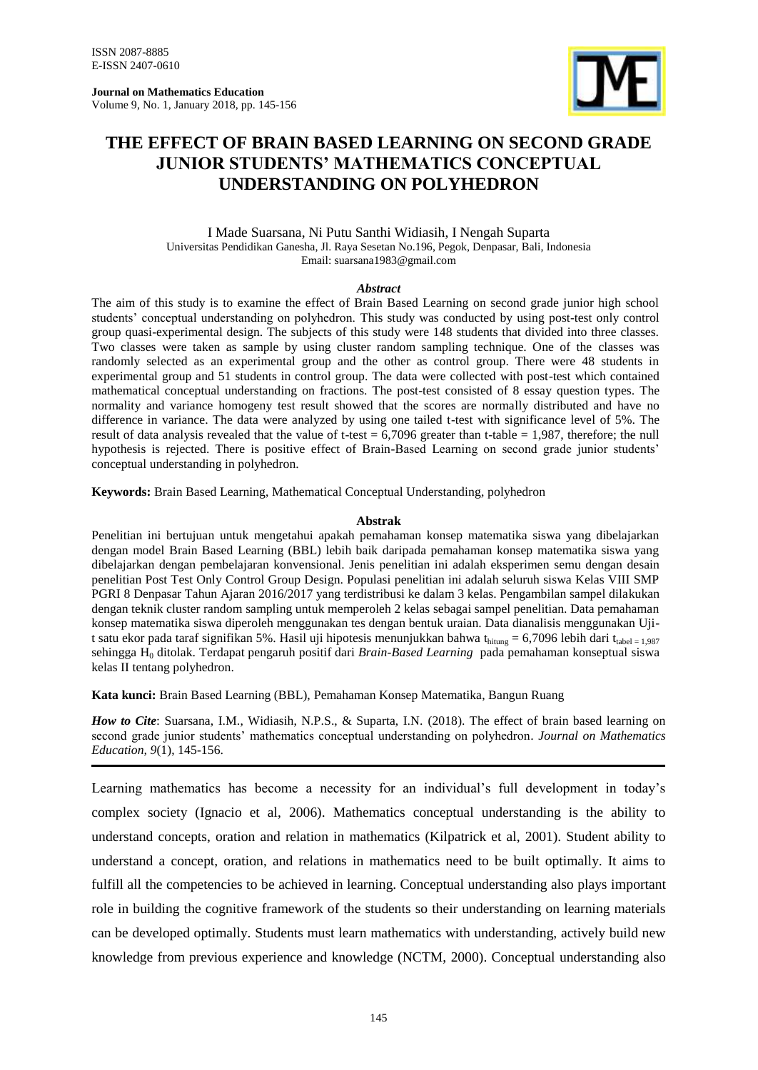ISSN 2087-8885
E-ISSN 2407-0610

**Journal on Mathematics Education**
Volume 9, No. 1, January 2018, pp. 145-156

# THE EFFECT OF BRAIN BASED LEARNING ON SECOND GRADE JUNIOR STUDENTS' MATHEMATICS CONCEPTUAL UNDERSTANDING ON POLYHEDRON

I Made Suarsana, Ni Putu Santhi Widiasih, I Nengah Suparta
Universitas Pendidikan Ganesha, Jl. Raya Sesetan No.196, Pegok, Denpasar, Bali, Indonesia
Email: suarsana1983@gmail.com

### *Abstract*

The aim of this study is to examine the effect of Brain Based Learning on second grade junior high school students' conceptual understanding on polyhedron. This study was conducted by using post-test only control group quasi-experimental design. The subjects of this study were 148 students that divided into three classes. Two classes were taken as sample by using cluster random sampling technique. One of the classes was randomly selected as an experimental group and the other as control group. There were 48 students in experimental group and 51 students in control group. The data were collected with post-test which contained mathematical conceptual understanding on fractions. The post-test consisted of 8 essay question types. The normality and variance homogeny test result showed that the scores are normally distributed and have no difference in variance. The data were analyzed by using one tailed t-test with significance level of 5%. The result of data analysis revealed that the value of t-test = 6,7096 greater than t-table = 1,987, therefore; the null hypothesis is rejected. There is positive effect of Brain-Based Learning on second grade junior students' conceptual understanding in polyhedron.

**Keywords:** Brain Based Learning, Mathematical Conceptual Understanding, polyhedron

### Abstrak

Penelitian ini bertujuan untuk mengetahui apakah pemahaman konsep matematika siswa yang dibelajarkan dengan model Brain Based Learning (BBL) lebih baik daripada pemahaman konsep matematika siswa yang dibelajarkan dengan pembelajaran konvensional. Jenis penelitian ini adalah eksperimen semu dengan desain penelitian Post Test Only Control Group Design. Populasi penelitian ini adalah seluruh siswa Kelas VIII SMP PGRI 8 Denpasar Tahun Ajaran 2016/2017 yang terdistribusi ke dalam 3 kelas. Pengambilan sampel dilakukan dengan teknik cluster random sampling untuk memperoleh 2 kelas sebagai sampel penelitian. Data pemahaman konsep matematika siswa diperoleh menggunakan tes dengan bentuk uraian. Data dianalisis menggunakan Uji-t satu ekor pada taraf signifikan 5%. Hasil uji hipotesis menunjukkan bahwa $t_{hitung}$ = 6,7096 lebih dari $t_{tabel = 1,987}$ sehingga $H_0$ ditolak. Terdapat pengaruh positif dari *Brain-Based Learning* pada pemahaman konseptual siswa kelas II tentang polyhedron.

**Kata kunci:** Brain Based Learning (BBL), Pemahaman Konsep Matematika, Bangun Ruang

***How to Cite***: Suarsana, I.M., Widiasih, N.P.S., & Suparta, I.N. (2018). The effect of brain based learning on second grade junior students' mathematics conceptual understanding on polyhedron. *Journal on Mathematics Education, 9*(1), 145-156.

---

Learning mathematics has become a necessity for an individual's full development in today's complex society (Ignacio et al, 2006). Mathematics conceptual understanding is the ability to understand concepts, oration and relation in mathematics (Kilpatrick et al, 2001). Student ability to understand a concept, oration, and relations in mathematics need to be built optimally. It aims to fulfill all the competencies to be achieved in learning. Conceptual understanding also plays important role in building the cognitive framework of the students so their understanding on learning materials can be developed optimally. Students must learn mathematics with understanding, actively build new knowledge from previous experience and knowledge (NCTM, 2000). Conceptual understanding also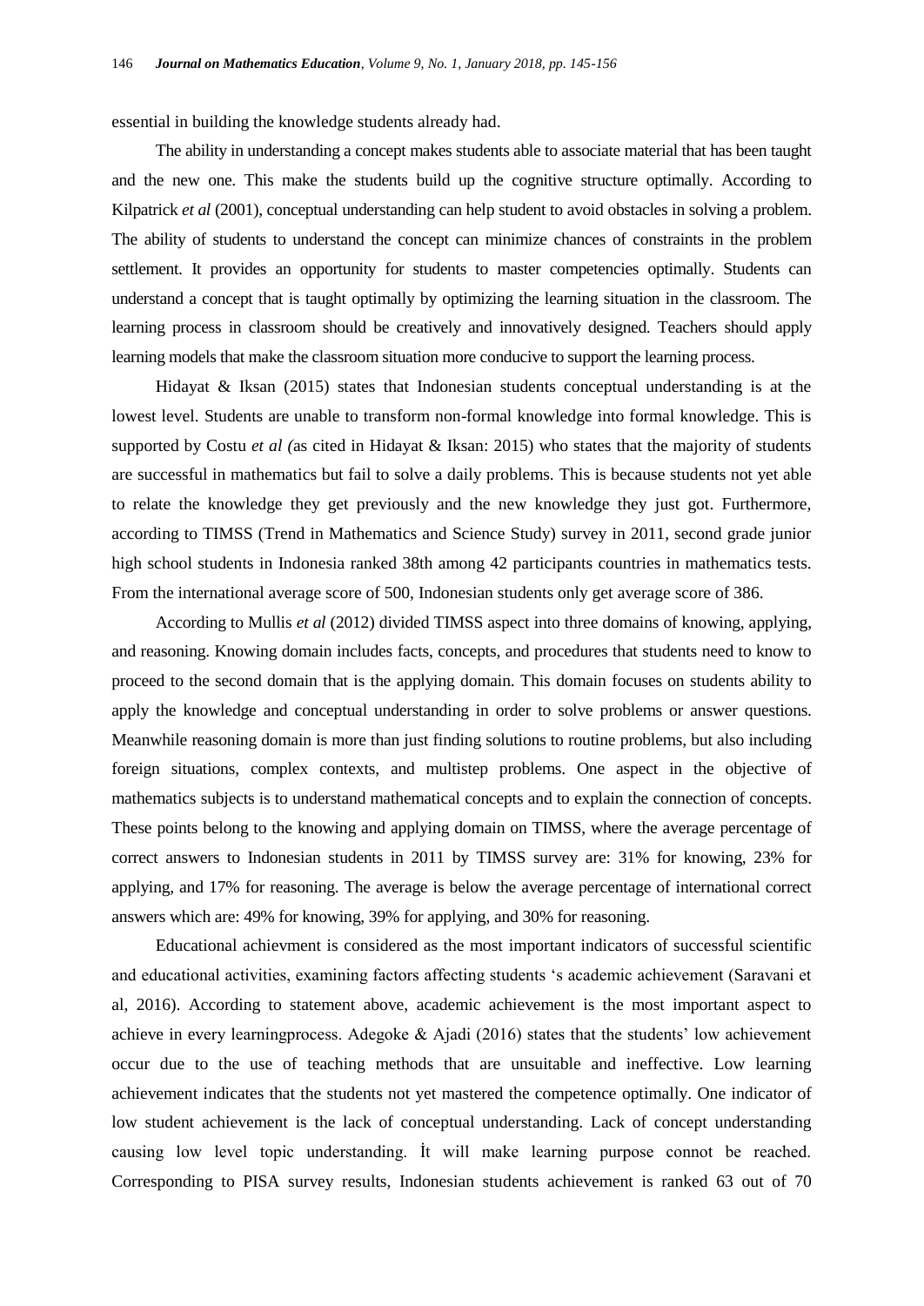essential in building the knowledge students already had.

The ability in understanding a concept makes students able to associate material that has been taught and the new one. This make the students build up the cognitive structure optimally. According to Kilpatrick *et al* (2001), conceptual understanding can help student to avoid obstacles in solving a problem. The ability of students to understand the concept can minimize chances of constraints in the problem settlement. It provides an opportunity for students to master competencies optimally. Students can understand a concept that is taught optimally by optimizing the learning situation in the classroom. The learning process in classroom should be creatively and innovatively designed. Teachers should apply learning models that make the classroom situation more conducive to support the learning process.

Hidayat & Iksan (2015) states that Indonesian students conceptual understanding is at the lowest level. Students are unable to transform non-formal knowledge into formal knowledge. This is supported by Costu *et al (*as cited in Hidayat & Iksan: 2015) who states that the majority of students are successful in mathematics but fail to solve a daily problems. This is because students not yet able to relate the knowledge they get previously and the new knowledge they just got. Furthermore, according to TIMSS (Trend in Mathematics and Science Study) survey in 2011, second grade junior high school students in Indonesia ranked 38th among 42 participants countries in mathematics tests. From the international average score of 500, Indonesian students only get average score of 386.

According to Mullis *et al* (2012) divided TIMSS aspect into three domains of knowing, applying, and reasoning. Knowing domain includes facts, concepts, and procedures that students need to know to proceed to the second domain that is the applying domain. This domain focuses on students ability to apply the knowledge and conceptual understanding in order to solve problems or answer questions. Meanwhile reasoning domain is more than just finding solutions to routine problems, but also including foreign situations, complex contexts, and multistep problems. One aspect in the objective of mathematics subjects is to understand mathematical concepts and to explain the connection of concepts. These points belong to the knowing and applying domain on TIMSS, where the average percentage of correct answers to Indonesian students in 2011 by TIMSS survey are: 31% for knowing, 23% for applying, and 17% for reasoning. The average is below the average percentage of international correct answers which are: 49% for knowing, 39% for applying, and 30% for reasoning.

Educational achievment is considered as the most important indicators of successful scientific and educational activities, examining factors affecting students 's academic achievement (Saravani et al, 2016). According to statement above, academic achievement is the most important aspect to achieve in every learningprocess. Adegoke & Ajadi (2016) states that the students' low achievement occur due to the use of teaching methods that are unsuitable and ineffective. Low learning achievement indicates that the students not yet mastered the competence optimally. One indicator of low student achievement is the lack of conceptual understanding. Lack of concept understanding causing low level topic understanding. İt will make learning purpose connot be reached. Corresponding to PISA survey results, Indonesian students achievement is ranked 63 out of 70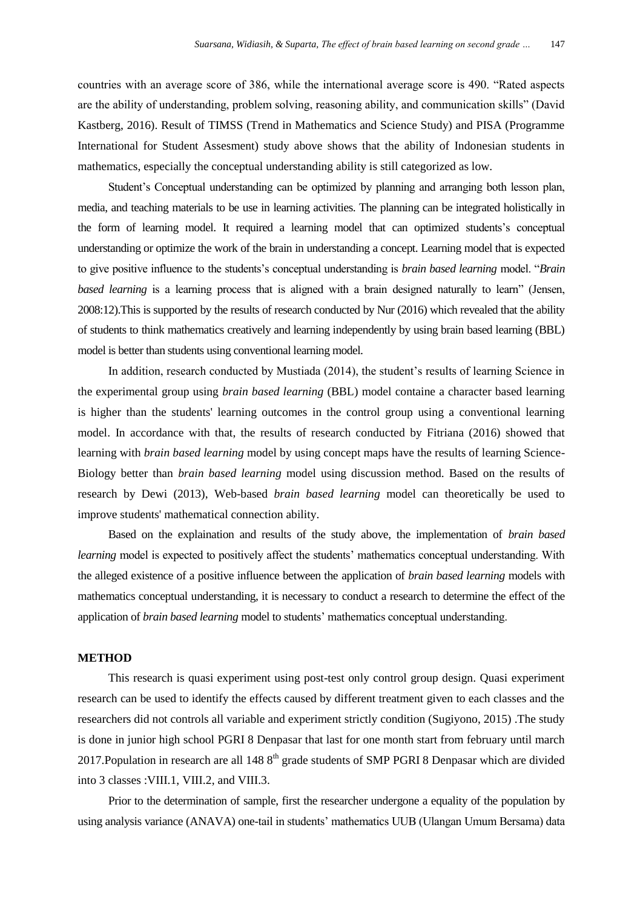countries with an average score of 386, while the international average score is 490. "Rated aspects are the ability of understanding, problem solving, reasoning ability, and communication skills" (David Kastberg, 2016). Result of TIMSS (Trend in Mathematics and Science Study) and PISA (Programme International for Student Assesment) study above shows that the ability of Indonesian students in mathematics, especially the conceptual understanding ability is still categorized as low.

Student's Conceptual understanding can be optimized by planning and arranging both lesson plan, media, and teaching materials to be use in learning activities. The planning can be integrated holistically in the form of learning model. It required a learning model that can optimized students's conceptual understanding or optimize the work of the brain in understanding a concept. Learning model that is expected to give positive influence to the students's conceptual understanding is *brain based learning* model. "*Brain based learning* is a learning process that is aligned with a brain designed naturally to learn" (Jensen, 2008:12).This is supported by the results of research conducted by Nur (2016) which revealed that the ability of students to think mathematics creatively and learning independently by using brain based learning (BBL) model is better than students using conventional learning model.

In addition, research conducted by Mustiada (2014), the student's results of learning Science in the experimental group using *brain based learning* (BBL) model containe a character based learning is higher than the students' learning outcomes in the control group using a conventional learning model. In accordance with that, the results of research conducted by Fitriana (2016) showed that learning with *brain based learning* model by using concept maps have the results of learning Science-Biology better than *brain based learning* model using discussion method. Based on the results of research by Dewi (2013), Web-based *brain based learning* model can theoretically be used to improve students' mathematical connection ability.

Based on the explaination and results of the study above, the implementation of *brain based learning* model is expected to positively affect the students' mathematics conceptual understanding. With the alleged existence of a positive influence between the application of *brain based learning* models with mathematics conceptual understanding, it is necessary to conduct a research to determine the effect of the application of *brain based learning* model to students' mathematics conceptual understanding.

## METHOD

This research is quasi experiment using post-test only control group design. Quasi experiment research can be used to identify the effects caused by different treatment given to each classes and the researchers did not controls all variable and experiment strictly condition (Sugiyono, 2015) .The study is done in junior high school PGRI 8 Denpasar that last for one month start from february until march 2017.Population in research are all 148 8$^{th}$ grade students of SMP PGRI 8 Denpasar which are divided into 3 classes :VIII.1, VIII.2, and VIII.3.

Prior to the determination of sample, first the researcher undergone a equality of the population by using analysis variance (ANAVA) one-tail in students' mathematics UUB (Ulangan Umum Bersama) data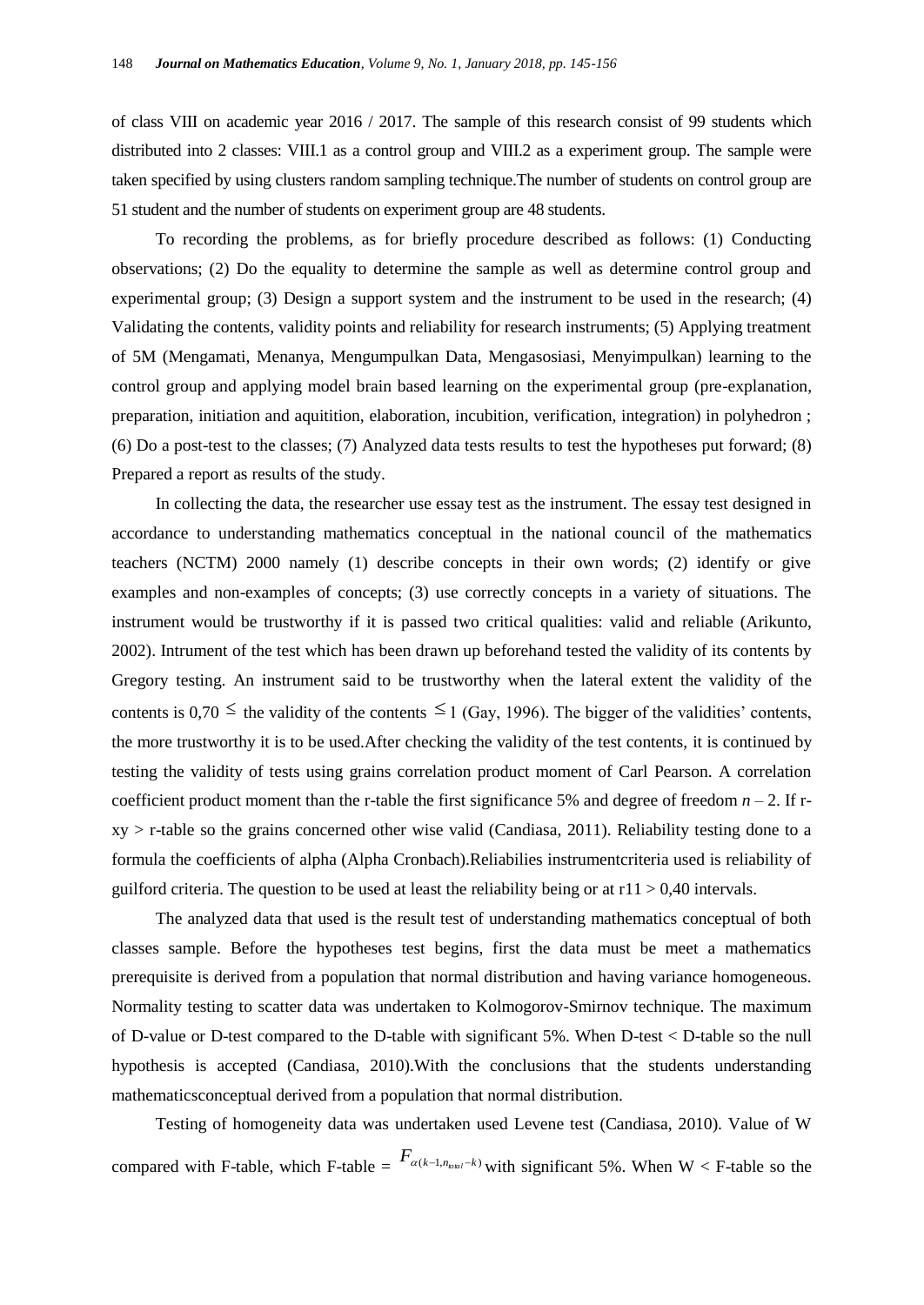of class VIII on academic year 2016 / 2017. The sample of this research consist of 99 students which distributed into 2 classes: VIII.1 as a control group and VIII.2 as a experiment group. The sample were taken specified by using clusters random sampling technique.The number of students on control group are 51 student and the number of students on experiment group are 48 students.

To recording the problems, as for briefly procedure described as follows: (1) Conducting observations; (2) Do the equality to determine the sample as well as determine control group and experimental group; (3) Design a support system and the instrument to be used in the research; (4) Validating the contents, validity points and reliability for research instruments; (5) Applying treatment of 5M (Mengamati, Menanya, Mengumpulkan Data, Mengasosiasi, Menyimpulkan) learning to the control group and applying model brain based learning on the experimental group (pre-explanation, preparation, initiation and aquitition, elaboration, incubition, verification, integration) in polyhedron ; (6) Do a post-test to the classes; (7) Analyzed data tests results to test the hypotheses put forward; (8) Prepared a report as results of the study.

In collecting the data, the researcher use essay test as the instrument. The essay test designed in accordance to understanding mathematics conceptual in the national council of the mathematics teachers (NCTM) 2000 namely (1) describe concepts in their own words; (2) identify or give examples and non-examples of concepts; (3) use correctly concepts in a variety of situations. The instrument would be trustworthy if it is passed two critical qualities: valid and reliable (Arikunto, 2002). Intrument of the test which has been drawn up beforehand tested the validity of its contents by Gregory testing. An instrument said to be trustworthy when the lateral extent the validity of the contents is 0,70 $\leq$ the validity of the contents $\leq 1$ (Gay, 1996). The bigger of the validities' contents, the more trustworthy it is to be used.After checking the validity of the test contents, it is continued by testing the validity of tests using grains correlation product moment of Carl Pearson. A correlation coefficient product moment than the r-table the first significance 5% and degree of freedom $n - 2$. If $r_{xy}$ > r-table so the grains concerned other wise valid (Candiasa, 2011). Reliability testing done to a formula the coefficients of alpha (Alpha Cronbach).Reliabilies instrumentcriteria used is reliability of guilford criteria. The question to be used at least the reliability being or at $r11 > 0{,}40$ intervals.

The analyzed data that used is the result test of understanding mathematics conceptual of both classes sample. Before the hypotheses test begins, first the data must be meet a mathematics prerequisite is derived from a population that normal distribution and having variance homogeneous. Normality testing to scatter data was undertaken to Kolmogorov-Smirnov technique. The maximum of D-value or D-test compared to the D-table with significant 5%. When D-test < D-table so the null hypothesis is accepted (Candiasa, 2010).With the conclusions that the students understanding mathematicsconceptual derived from a population that normal distribution.

Testing of homogeneity data was undertaken used Levene test (Candiasa, 2010). Value of W compared with F-table, which F-table = $F_{\alpha(k-1, n_{total}-k)}$ with significant 5%. When W < F-table so the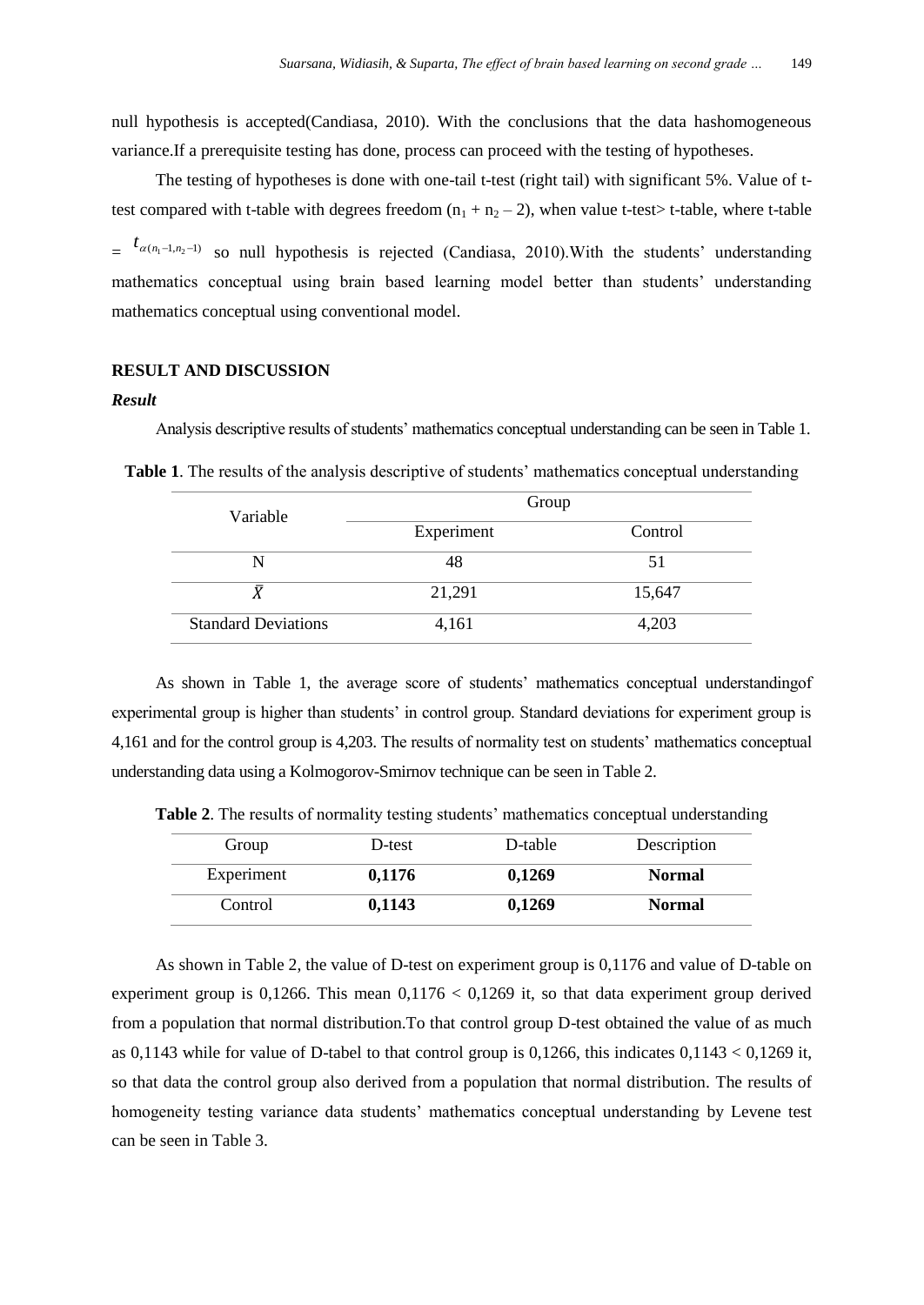null hypothesis is accepted(Candiasa, 2010). With the conclusions that the data hashomogeneous variance.If a prerequisite testing has done, process can proceed with the testing of hypotheses.

The testing of hypotheses is done with one-tail t-test (right tail) with significant 5%. Value of t-test compared with t-table with degrees freedom ($n_1 + n_2 - 2$), when value t-test> t-table, where t-table = $t_{\alpha(n_1-1,n_2-1)}$ so null hypothesis is rejected (Candiasa, 2010).With the students' understanding mathematics conceptual using brain based learning model better than students' understanding mathematics conceptual using conventional model.

## RESULT AND DISCUSSION

### *Result*

Analysis descriptive results of students' mathematics conceptual understanding can be seen in Table 1.

**Table 1**. The results of the analysis descriptive of students' mathematics conceptual understanding

| Variable | Group | |
|---|---|---|
| | Experiment | Control |
| N | 48 | 51 |
| $\bar{X}$ | 21,291 | 15,647 |
| Standard Deviations | 4,161 | 4,203 |

As shown in Table 1, the average score of students' mathematics conceptual understandingof experimental group is higher than students' in control group. Standard deviations for experiment group is 4,161 and for the control group is 4,203. The results of normality test on students' mathematics conceptual understanding data using a Kolmogorov-Smirnov technique can be seen in Table 2.

**Table 2**. The results of normality testing students' mathematics conceptual understanding

| Group | D-test | D-table | Description |
|---|---|---|---|
| Experiment | **0,1176** | **0,1269** | **Normal** |
| Control | **0,1143** | **0,1269** | **Normal** |

As shown in Table 2, the value of D-test on experiment group is 0,1176 and value of D-table on experiment group is 0,1266. This mean 0,1176 < 0,1269 it, so that data experiment group derived from a population that normal distribution.To that control group D-test obtained the value of as much as 0,1143 while for value of D-tabel to that control group is 0,1266, this indicates 0,1143 < 0,1269 it, so that data the control group also derived from a population that normal distribution. The results of homogeneity testing variance data students' mathematics conceptual understanding by Levene test can be seen in Table 3.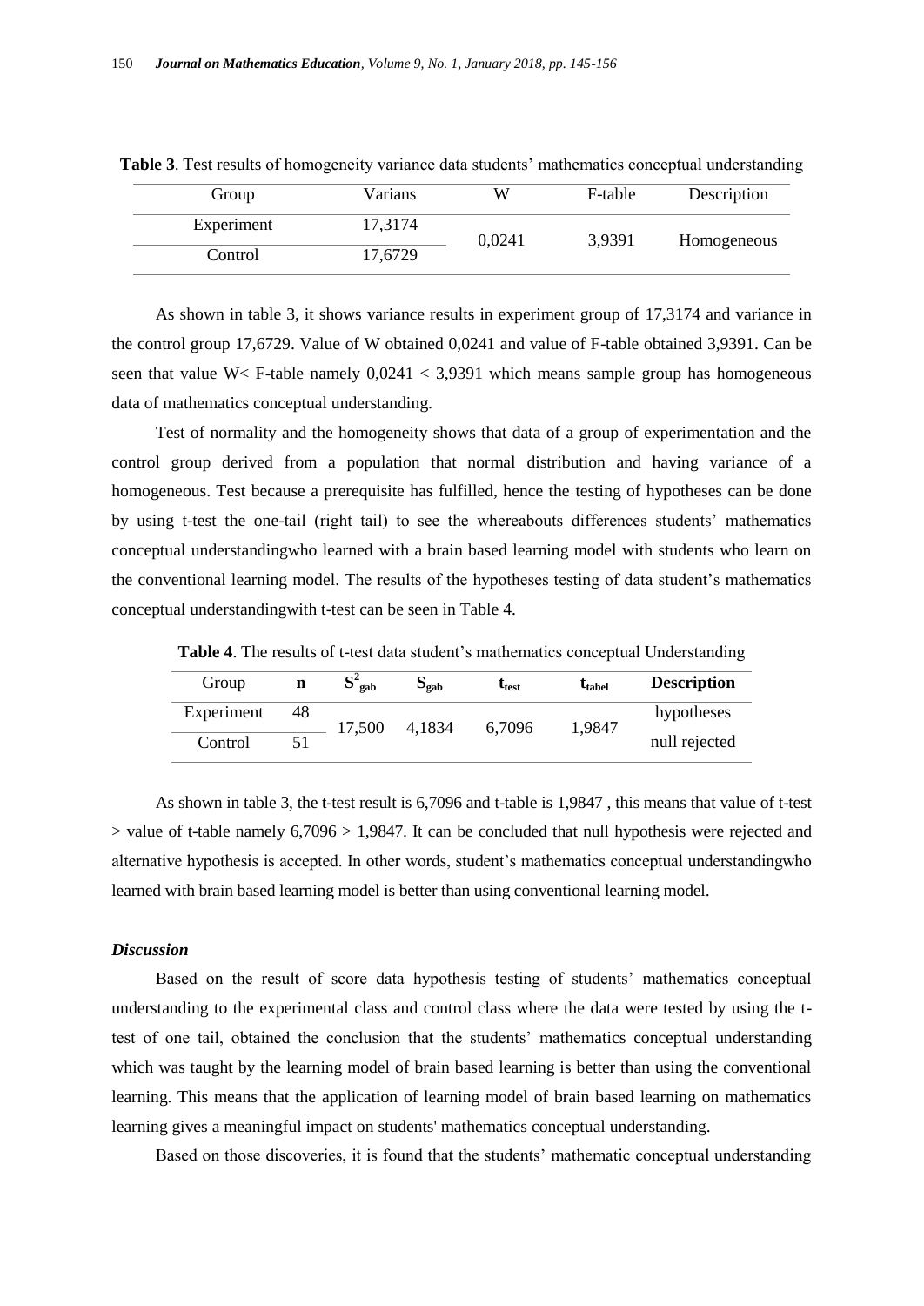**Table 3**. Test results of homogeneity variance data students' mathematics conceptual understanding

| Group | Varians | W | F-table | Description |
|---|---|---|---|---|
| Experiment | 17,3174 | 0,0241 | 3,9391 | Homogeneous |
| Control | 17,6729 | | | |

As shown in table 3, it shows variance results in experiment group of 17,3174 and variance in the control group 17,6729. Value of W obtained 0,0241 and value of F-table obtained 3,9391. Can be seen that value W< F-table namely 0,0241 < 3,9391 which means sample group has homogeneous data of mathematics conceptual understanding.

Test of normality and the homogeneity shows that data of a group of experimentation and the control group derived from a population that normal distribution and having variance of a homogeneous. Test because a prerequisite has fulfilled, hence the testing of hypotheses can be done by using t-test the one-tail (right tail) to see the whereabouts differences students' mathematics conceptual understandingwho learned with a brain based learning model with students who learn on the conventional learning model. The results of the hypotheses testing of data student's mathematics conceptual understandingwith t-test can be seen in Table 4.

**Table 4**. The results of t-test data student's mathematics conceptual Understanding

| Group | n | $S^2_{gab}$ | $S_{gab}$ | $t_{test}$ | $t_{tabel}$ | **Description** |
|---|---|---|---|---|---|---|
| Experiment | 48 | 17,500 | 4,1834 | 6,7096 | 1,9847 | hypotheses null rejected |
| Control | 51 | | | | | |

As shown in table 3, the t-test result is 6,7096 and t-table is 1,9847 , this means that value of t-test > value of t-table namely 6,7096 > 1,9847. It can be concluded that null hypothesis were rejected and alternative hypothesis is accepted. In other words, student's mathematics conceptual understandingwho learned with brain based learning model is better than using conventional learning model.

### *Discussion*

Based on the result of score data hypothesis testing of students' mathematics conceptual understanding to the experimental class and control class where the data were tested by using the t-test of one tail, obtained the conclusion that the students' mathematics conceptual understanding which was taught by the learning model of brain based learning is better than using the conventional learning. This means that the application of learning model of brain based learning on mathematics learning gives a meaningful impact on students' mathematics conceptual understanding.

Based on those discoveries, it is found that the students' mathematic conceptual understanding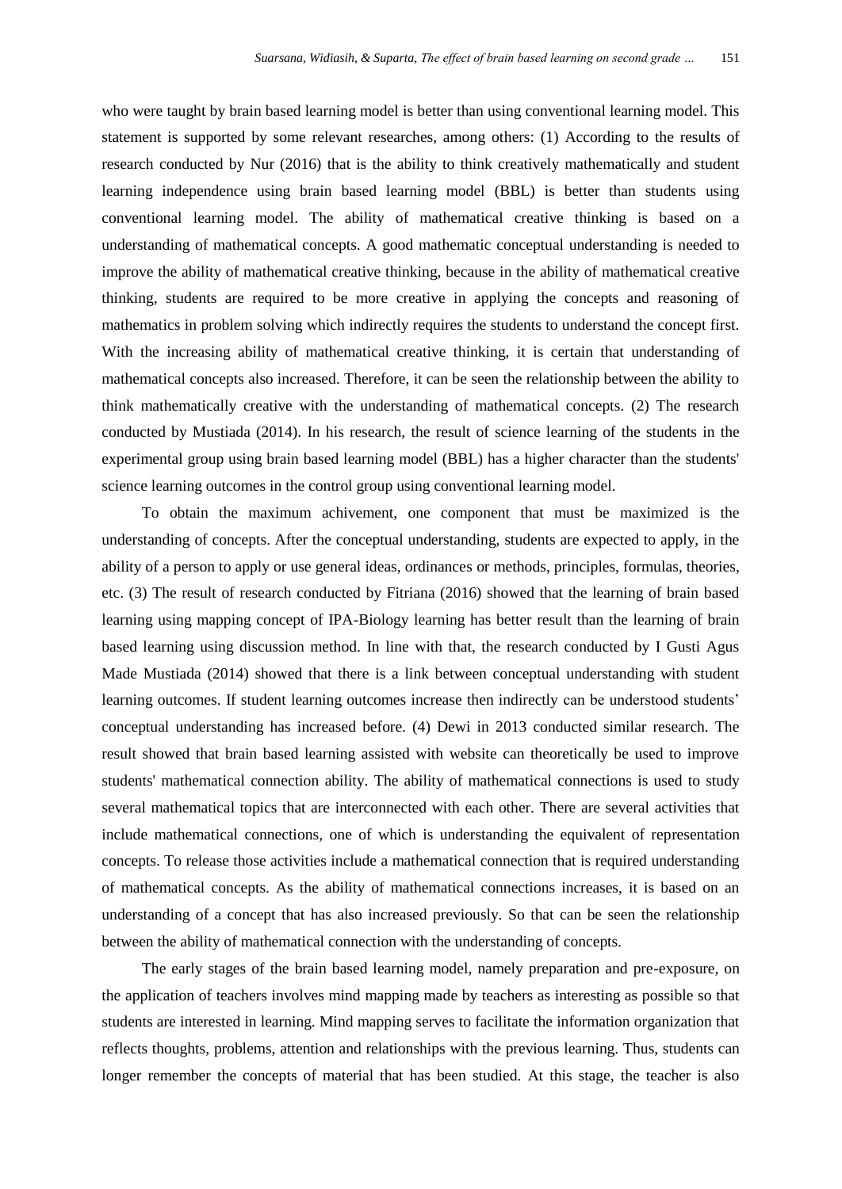who were taught by brain based learning model is better than using conventional learning model. This statement is supported by some relevant researches, among others: (1) According to the results of research conducted by Nur (2016) that is the ability to think creatively mathematically and student learning independence using brain based learning model (BBL) is better than students using conventional learning model. The ability of mathematical creative thinking is based on a understanding of mathematical concepts. A good mathematic conceptual understanding is needed to improve the ability of mathematical creative thinking, because in the ability of mathematical creative thinking, students are required to be more creative in applying the concepts and reasoning of mathematics in problem solving which indirectly requires the students to understand the concept first. With the increasing ability of mathematical creative thinking, it is certain that understanding of mathematical concepts also increased. Therefore, it can be seen the relationship between the ability to think mathematically creative with the understanding of mathematical concepts. (2) The research conducted by Mustiada (2014). In his research, the result of science learning of the students in the experimental group using brain based learning model (BBL) has a higher character than the students' science learning outcomes in the control group using conventional learning model.

To obtain the maximum achivement, one component that must be maximized is the understanding of concepts. After the conceptual understanding, students are expected to apply, in the ability of a person to apply or use general ideas, ordinances or methods, principles, formulas, theories, etc. (3) The result of research conducted by Fitriana (2016) showed that the learning of brain based learning using mapping concept of IPA-Biology learning has better result than the learning of brain based learning using discussion method. In line with that, the research conducted by I Gusti Agus Made Mustiada (2014) showed that there is a link between conceptual understanding with student learning outcomes. If student learning outcomes increase then indirectly can be understood students' conceptual understanding has increased before. (4) Dewi in 2013 conducted similar research. The result showed that brain based learning assisted with website can theoretically be used to improve students' mathematical connection ability. The ability of mathematical connections is used to study several mathematical topics that are interconnected with each other. There are several activities that include mathematical connections, one of which is understanding the equivalent of representation concepts. To release those activities include a mathematical connection that is required understanding of mathematical concepts. As the ability of mathematical connections increases, it is based on an understanding of a concept that has also increased previously. So that can be seen the relationship between the ability of mathematical connection with the understanding of concepts.

The early stages of the brain based learning model, namely preparation and pre-exposure, on the application of teachers involves mind mapping made by teachers as interesting as possible so that students are interested in learning. Mind mapping serves to facilitate the information organization that reflects thoughts, problems, attention and relationships with the previous learning. Thus, students can longer remember the concepts of material that has been studied. At this stage, the teacher is also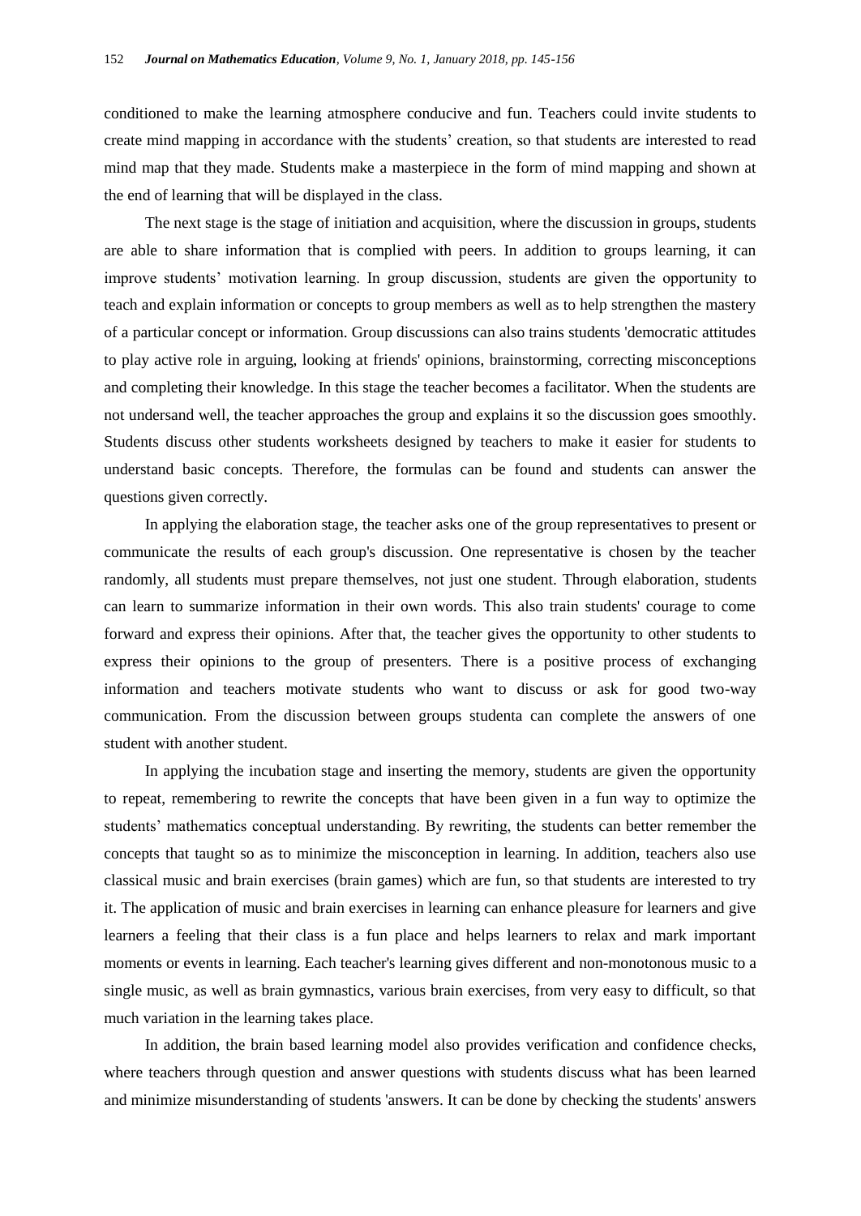conditioned to make the learning atmosphere conducive and fun. Teachers could invite students to create mind mapping in accordance with the students' creation, so that students are interested to read mind map that they made. Students make a masterpiece in the form of mind mapping and shown at the end of learning that will be displayed in the class.

The next stage is the stage of initiation and acquisition, where the discussion in groups, students are able to share information that is complied with peers. In addition to groups learning, it can improve students' motivation learning. In group discussion, students are given the opportunity to teach and explain information or concepts to group members as well as to help strengthen the mastery of a particular concept or information. Group discussions can also trains students 'democratic attitudes to play active role in arguing, looking at friends' opinions, brainstorming, correcting misconceptions and completing their knowledge. In this stage the teacher becomes a facilitator. When the students are not undersand well, the teacher approaches the group and explains it so the discussion goes smoothly. Students discuss other students worksheets designed by teachers to make it easier for students to understand basic concepts. Therefore, the formulas can be found and students can answer the questions given correctly.

In applying the elaboration stage, the teacher asks one of the group representatives to present or communicate the results of each group's discussion. One representative is chosen by the teacher randomly, all students must prepare themselves, not just one student. Through elaboration, students can learn to summarize information in their own words. This also train students' courage to come forward and express their opinions. After that, the teacher gives the opportunity to other students to express their opinions to the group of presenters. There is a positive process of exchanging information and teachers motivate students who want to discuss or ask for good two-way communication. From the discussion between groups studenta can complete the answers of one student with another student.

In applying the incubation stage and inserting the memory, students are given the opportunity to repeat, remembering to rewrite the concepts that have been given in a fun way to optimize the students' mathematics conceptual understanding. By rewriting, the students can better remember the concepts that taught so as to minimize the misconception in learning. In addition, teachers also use classical music and brain exercises (brain games) which are fun, so that students are interested to try it. The application of music and brain exercises in learning can enhance pleasure for learners and give learners a feeling that their class is a fun place and helps learners to relax and mark important moments or events in learning. Each teacher's learning gives different and non-monotonous music to a single music, as well as brain gymnastics, various brain exercises, from very easy to difficult, so that much variation in the learning takes place.

In addition, the brain based learning model also provides verification and confidence checks, where teachers through question and answer questions with students discuss what has been learned and minimize misunderstanding of students 'answers. It can be done by checking the students' answers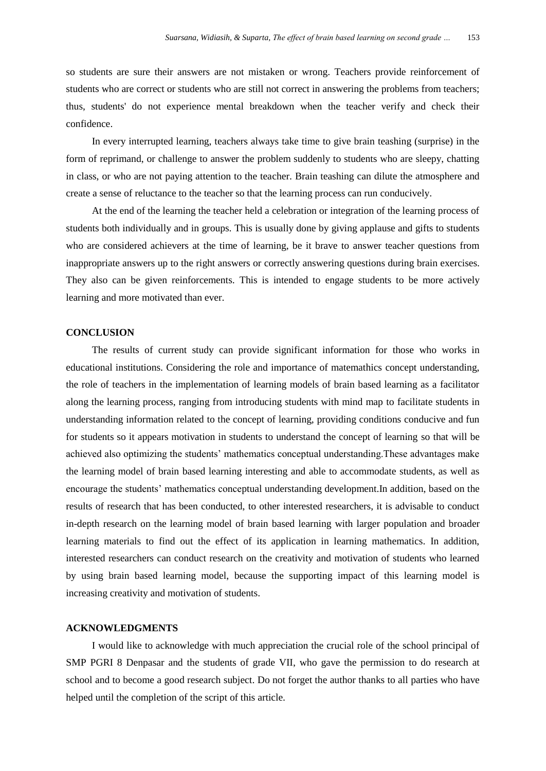so students are sure their answers are not mistaken or wrong. Teachers provide reinforcement of students who are correct or students who are still not correct in answering the problems from teachers; thus, students' do not experience mental breakdown when the teacher verify and check their confidence.

In every interrupted learning, teachers always take time to give brain teashing (surprise) in the form of reprimand, or challenge to answer the problem suddenly to students who are sleepy, chatting in class, or who are not paying attention to the teacher. Brain teashing can dilute the atmosphere and create a sense of reluctance to the teacher so that the learning process can run conducively.

At the end of the learning the teacher held a celebration or integration of the learning process of students both individually and in groups. This is usually done by giving applause and gifts to students who are considered achievers at the time of learning, be it brave to answer teacher questions from inappropriate answers up to the right answers or correctly answering questions during brain exercises. They also can be given reinforcements. This is intended to engage students to be more actively learning and more motivated than ever.

## CONCLUSION

The results of current study can provide significant information for those who works in educational institutions. Considering the role and importance of matemathics concept understanding, the role of teachers in the implementation of learning models of brain based learning as a facilitator along the learning process, ranging from introducing students with mind map to facilitate students in understanding information related to the concept of learning, providing conditions conducive and fun for students so it appears motivation in students to understand the concept of learning so that will be achieved also optimizing the students' mathematics conceptual understanding.These advantages make the learning model of brain based learning interesting and able to accommodate students, as well as encourage the students' mathematics conceptual understanding development.In addition, based on the results of research that has been conducted, to other interested researchers, it is advisable to conduct in-depth research on the learning model of brain based learning with larger population and broader learning materials to find out the effect of its application in learning mathematics. In addition, interested researchers can conduct research on the creativity and motivation of students who learned by using brain based learning model, because the supporting impact of this learning model is increasing creativity and motivation of students.

## ACKNOWLEDGMENTS

I would like to acknowledge with much appreciation the crucial role of the school principal of SMP PGRI 8 Denpasar and the students of grade VII, who gave the permission to do research at school and to become a good research subject. Do not forget the author thanks to all parties who have helped until the completion of the script of this article.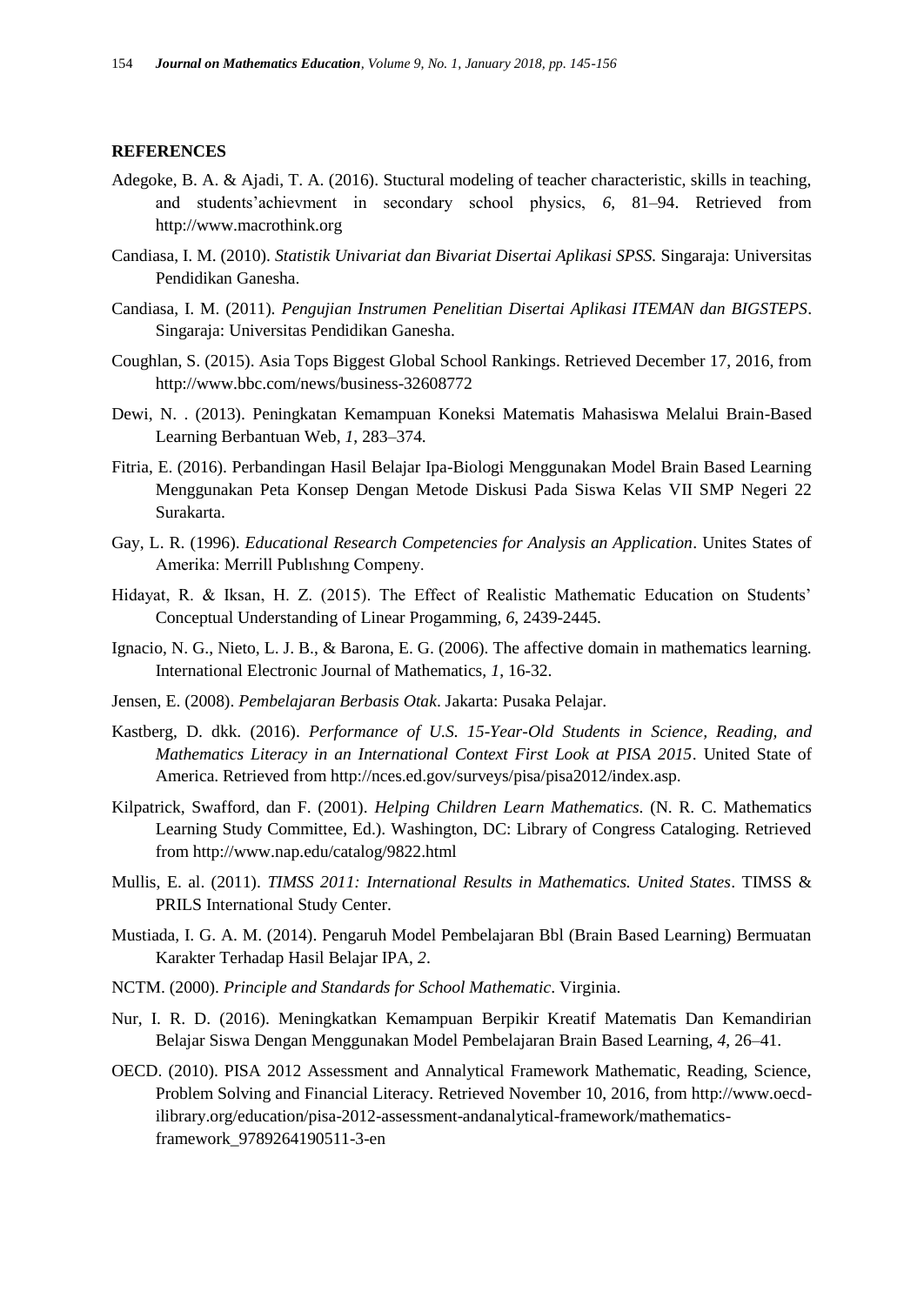## REFERENCES

Adegoke, B. A. & Ajadi, T. A. (2016). Stuctural modeling of teacher characteristic, skills in teaching, and students'achievment in secondary school physics, *6*, 81–94. Retrieved from http://www.macrothink.org

Candiasa, I. M. (2010). *Statistik Univariat dan Bivariat Disertai Aplikasi SPSS.* Singaraja: Universitas Pendidikan Ganesha.

Candiasa, I. M. (2011). *Pengujian Instrumen Penelitian Disertai Aplikasi ITEMAN dan BIGSTEPS*. Singaraja: Universitas Pendidikan Ganesha.

Coughlan, S. (2015). Asia Tops Biggest Global School Rankings. Retrieved December 17, 2016, from http://www.bbc.com/news/business-32608772

Dewi, N. . (2013). Peningkatan Kemampuan Koneksi Matematis Mahasiswa Melalui Brain-Based Learning Berbantuan Web, *1*, 283–374.

Fitria, E. (2016). Perbandingan Hasil Belajar Ipa-Biologi Menggunakan Model Brain Based Learning Menggunakan Peta Konsep Dengan Metode Diskusi Pada Siswa Kelas VII SMP Negeri 22 Surakarta.

Gay, L. R. (1996). *Educational Research Competencies for Analysis an Application*. Unites States of Amerika: Merrill Publıshıng Compeny.

Hidayat, R. & Iksan, H. Z. (2015). The Effect of Realistic Mathematic Education on Students' Conceptual Understanding of Linear Progamming, *6*, 2439-2445.

Ignacio, N. G., Nieto, L. J. B., & Barona, E. G. (2006). The affective domain in mathematics learning. International Electronic Journal of Mathematics, *1*, 16-32.

Jensen, E. (2008). *Pembelajaran Berbasis Otak*. Jakarta: Pusaka Pelajar.

Kastberg, D. dkk. (2016). *Performance of U.S. 15-Year-Old Students in Science, Reading, and Mathematics Literacy in an International Context First Look at PISA 2015*. United State of America. Retrieved from http://nces.ed.gov/surveys/pisa/pisa2012/index.asp.

Kilpatrick, Swafford, dan F. (2001). *Helping Children Learn Mathematics*. (N. R. C. Mathematics Learning Study Committee, Ed.). Washington, DC: Library of Congress Cataloging. Retrieved from http://www.nap.edu/catalog/9822.html

Mullis, E. al. (2011). *TIMSS 2011: International Results in Mathematics. United States*. TIMSS & PRILS International Study Center.

Mustiada, I. G. A. M. (2014). Pengaruh Model Pembelajaran Bbl (Brain Based Learning) Bermuatan Karakter Terhadap Hasil Belajar IPA, *2*.

NCTM. (2000). *Principle and Standards for School Mathematic*. Virginia.

Nur, I. R. D. (2016). Meningkatkan Kemampuan Berpikir Kreatif Matematis Dan Kemandirian Belajar Siswa Dengan Menggunakan Model Pembelajaran Brain Based Learning, *4*, 26–41.

OECD. (2010). PISA 2012 Assessment and Annalytical Framework Mathematic, Reading, Science, Problem Solving and Financial Literacy. Retrieved November 10, 2016, from http://www.oecd-ilibrary.org/education/pisa-2012-assessment-andanalytical-framework/mathematics-framework_9789264190511-3-en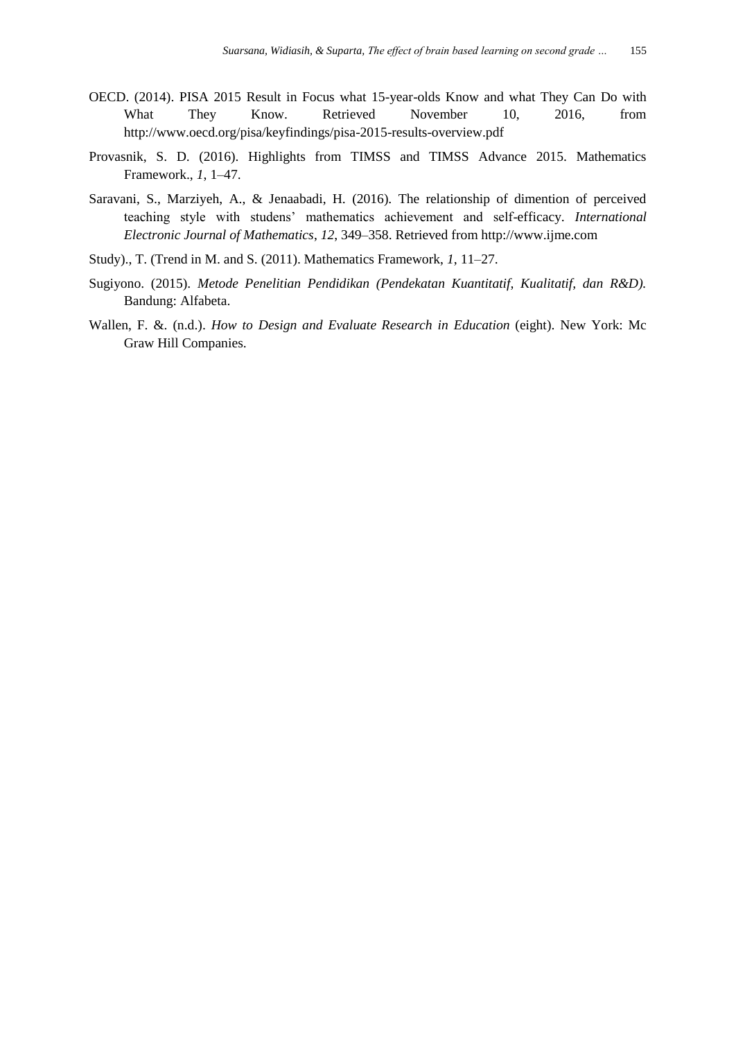OECD. (2014). PISA 2015 Result in Focus what 15-year-olds Know and what They Can Do with What They Know. Retrieved November 10, 2016, from http://www.oecd.org/pisa/keyfindings/pisa-2015-results-overview.pdf

Provasnik, S. D. (2016). Highlights from TIMSS and TIMSS Advance 2015. Mathematics Framework., *1*, 1–47.

Saravani, S., Marziyeh, A., & Jenaabadi, H. (2016). The relationship of dimention of perceived teaching style with studens' mathematics achievement and self-efficacy. *International Electronic Journal of Mathematics*, *12*, 349–358. Retrieved from http://www.ijme.com

Study)., T. (Trend in M. and S. (2011). Mathematics Framework, *1*, 11–27.

Sugiyono. (2015). *Metode Penelitian Pendidikan (Pendekatan Kuantitatif, Kualitatif, dan R&D).* Bandung: Alfabeta.

Wallen, F. &. (n.d.). *How to Design and Evaluate Research in Education* (eight). New York: Mc Graw Hill Companies.